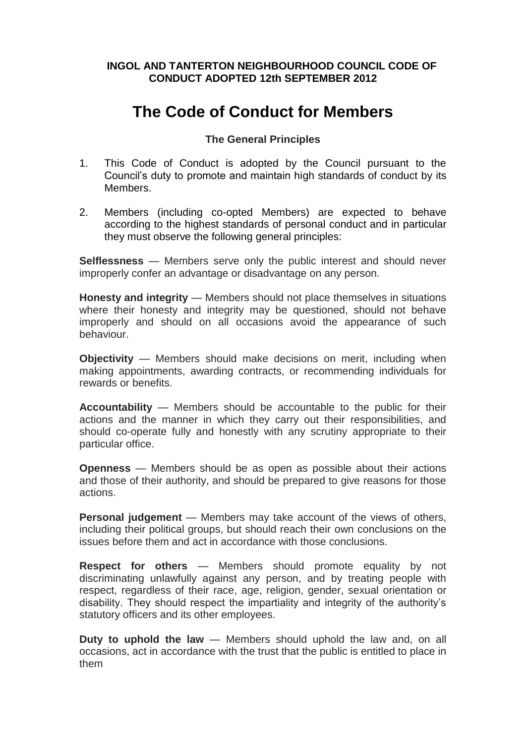**INGOL AND TANTERTON NEIGHBOURHOOD COUNCIL CODE OF CONDUCT ADOPTED 12th SEPTEMBER 2012**

# The Code of Conduct for Members

### The General Principles

1. This Code of Conduct is adopted by the Council pursuant to the Council's duty to promote and maintain high standards of conduct by its Members.

2. Members (including co-opted Members) are expected to behave according to the highest standards of personal conduct and in particular they must observe the following general principles:

**Selflessness** — Members serve only the public interest and should never improperly confer an advantage or disadvantage on any person.

**Honesty and integrity** — Members should not place themselves in situations where their honesty and integrity may be questioned, should not behave improperly and should on all occasions avoid the appearance of such behaviour.

**Objectivity** — Members should make decisions on merit, including when making appointments, awarding contracts, or recommending individuals for rewards or benefits.

**Accountability** — Members should be accountable to the public for their actions and the manner in which they carry out their responsibilities, and should co-operate fully and honestly with any scrutiny appropriate to their particular office.

**Openness** — Members should be as open as possible about their actions and those of their authority, and should be prepared to give reasons for those actions.

**Personal judgement** — Members may take account of the views of others, including their political groups, but should reach their own conclusions on the issues before them and act in accordance with those conclusions.

**Respect for others** — Members should promote equality by not discriminating unlawfully against any person, and by treating people with respect, regardless of their race, age, religion, gender, sexual orientation or disability. They should respect the impartiality and integrity of the authority's statutory officers and its other employees.

**Duty to uphold the law** — Members should uphold the law and, on all occasions, act in accordance with the trust that the public is entitled to place in them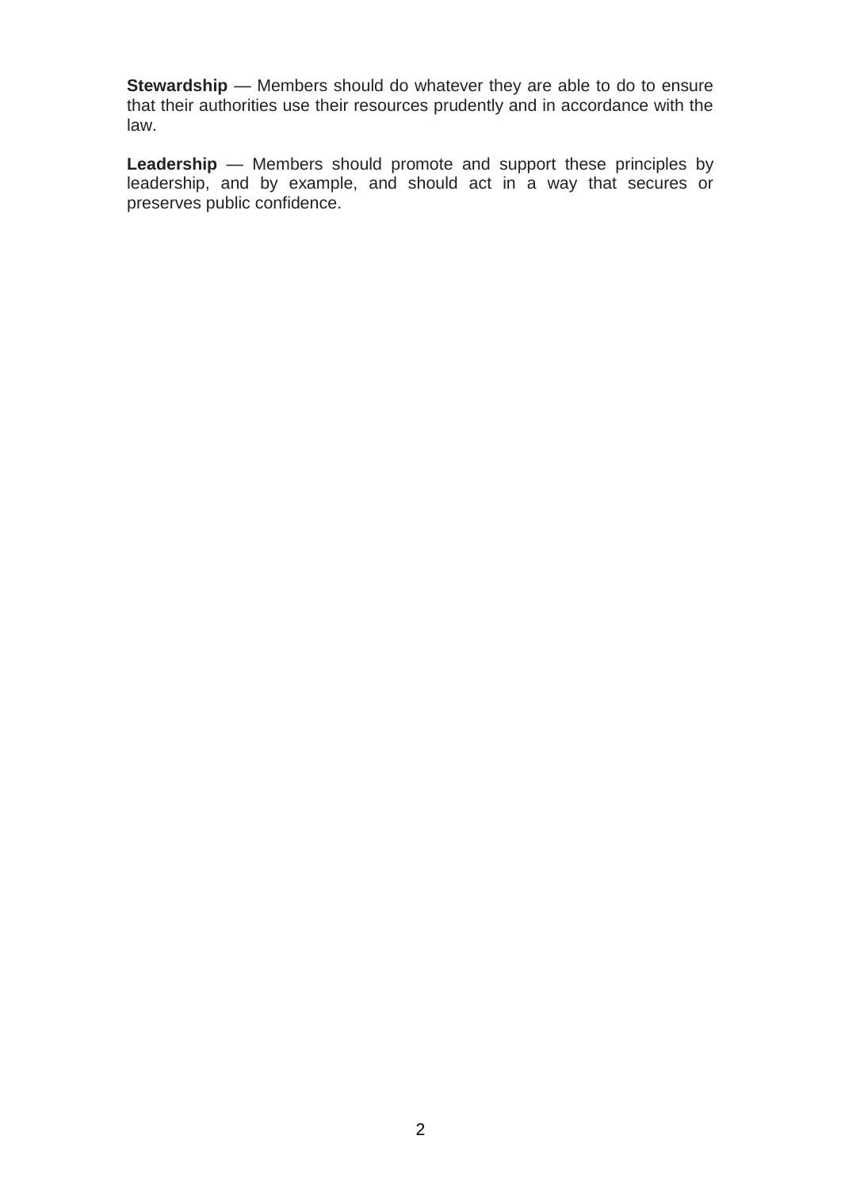**Stewardship** — Members should do whatever they are able to do to ensure that their authorities use their resources prudently and in accordance with the law.

**Leadership** — Members should promote and support these principles by leadership, and by example, and should act in a way that secures or preserves public confidence.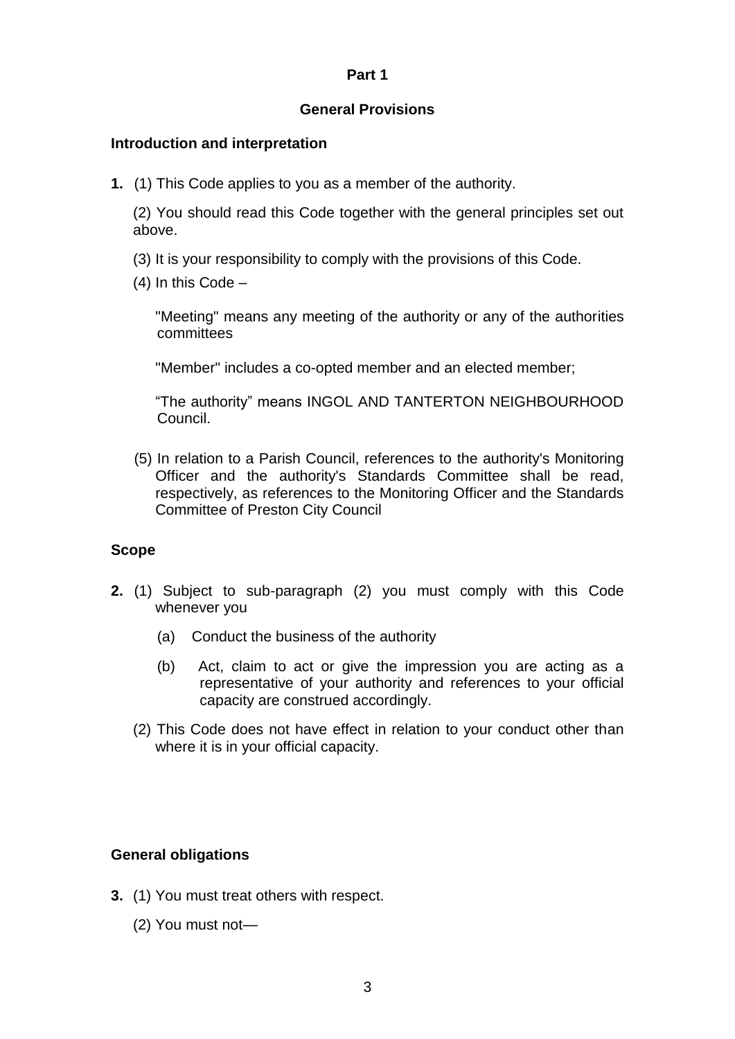## Part 1

### General Provisions

### Introduction and interpretation

**1.** (1) This Code applies to you as a member of the authority.

(2) You should read this Code together with the general principles set out above.

(3) It is your responsibility to comply with the provisions of this Code.

(4) In this Code –

"Meeting" means any meeting of the authority or any of the authorities committees

"Member" includes a co-opted member and an elected member;

"The authority" means INGOL AND TANTERTON NEIGHBOURHOOD Council.

(5) In relation to a Parish Council, references to the authority's Monitoring Officer and the authority's Standards Committee shall be read, respectively, as references to the Monitoring Officer and the Standards Committee of Preston City Council

### Scope

**2.** (1) Subject to sub-paragraph (2) you must comply with this Code whenever you

(a) Conduct the business of the authority

(b) Act, claim to act or give the impression you are acting as a representative of your authority and references to your official capacity are construed accordingly.

(2) This Code does not have effect in relation to your conduct other than where it is in your official capacity.

### General obligations

**3.** (1) You must treat others with respect.

(2) You must not—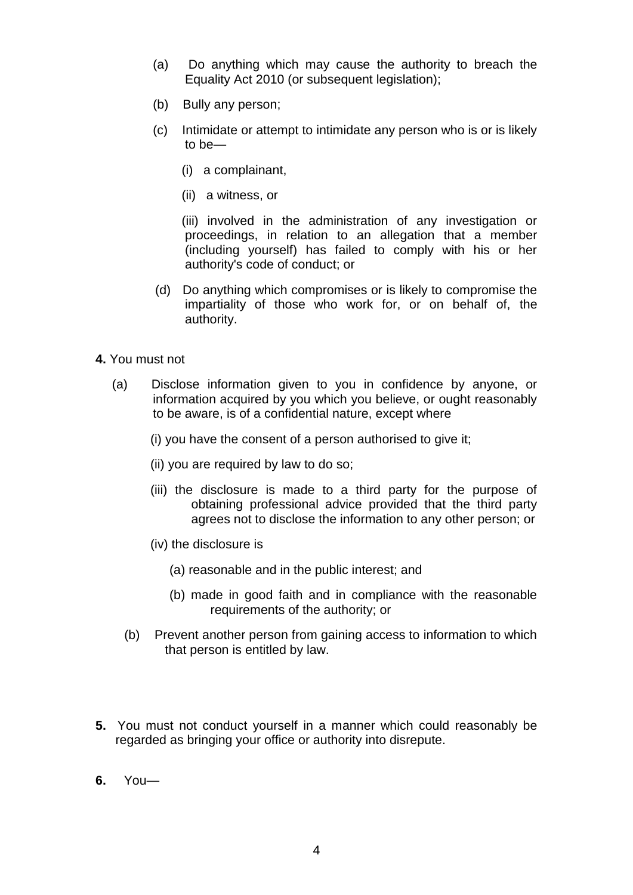(a) Do anything which may cause the authority to breach the Equality Act 2010 (or subsequent legislation);

(b) Bully any person;

(c) Intimidate or attempt to intimidate any person who is or is likely to be—

(i) a complainant,

(ii) a witness, or

(iii) involved in the administration of any investigation or proceedings, in relation to an allegation that a member (including yourself) has failed to comply with his or her authority's code of conduct; or

(d) Do anything which compromises or is likely to compromise the impartiality of those who work for, or on behalf of, the authority.

**4.** You must not

(a) Disclose information given to you in confidence by anyone, or information acquired by you which you believe, or ought reasonably to be aware, is of a confidential nature, except where

(i) you have the consent of a person authorised to give it;

(ii) you are required by law to do so;

(iii) the disclosure is made to a third party for the purpose of obtaining professional advice provided that the third party agrees not to disclose the information to any other person; or

(iv) the disclosure is

(a) reasonable and in the public interest; and

(b) made in good faith and in compliance with the reasonable requirements of the authority; or

(b) Prevent another person from gaining access to information to which that person is entitled by law.

**5.** You must not conduct yourself in a manner which could reasonably be regarded as bringing your office or authority into disrepute.

**6.** You—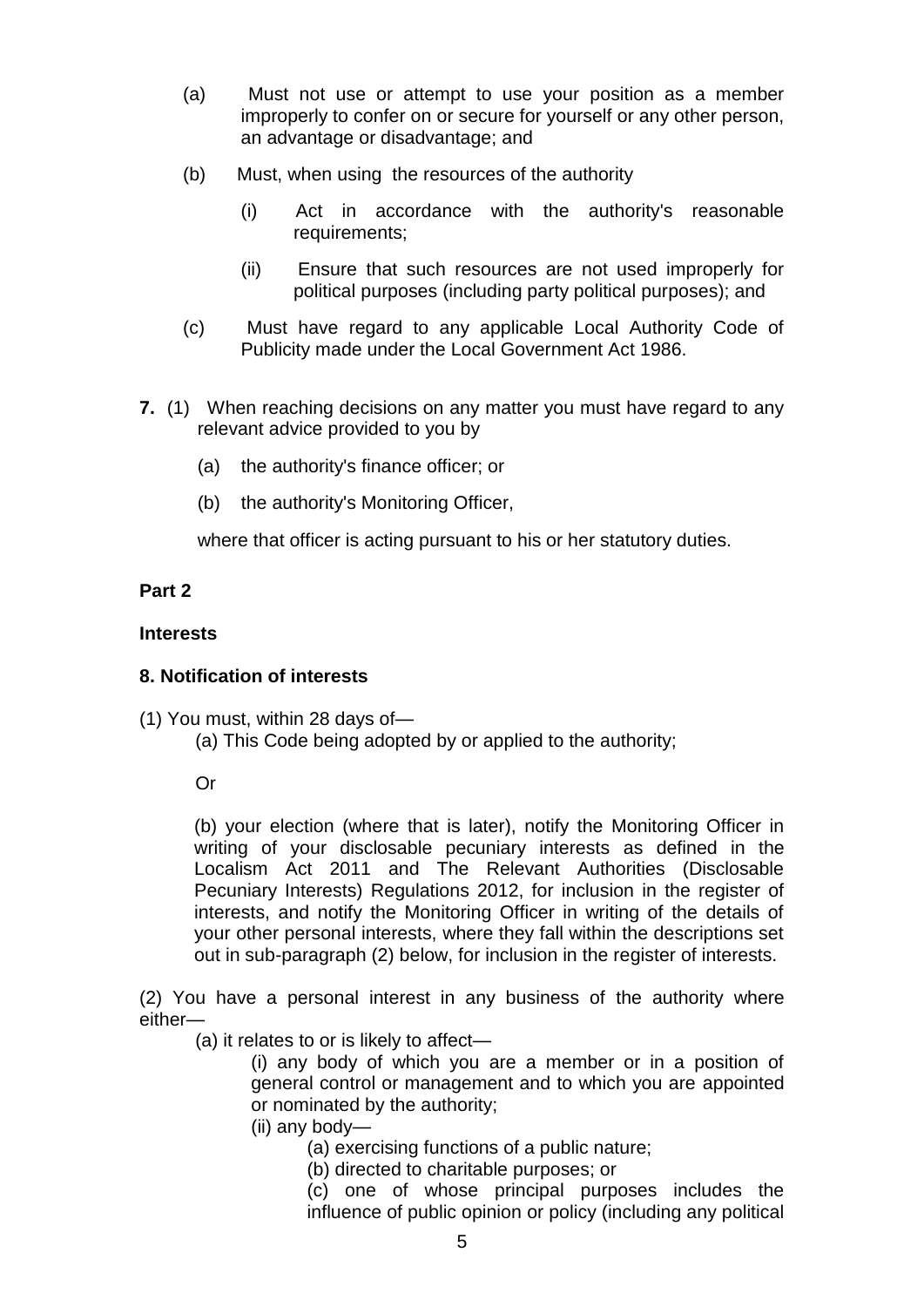(a) Must not use or attempt to use your position as a member improperly to confer on or secure for yourself or any other person, an advantage or disadvantage; and

(b) Must, when using the resources of the authority

  (i) Act in accordance with the authority's reasonable requirements;

  (ii) Ensure that such resources are not used improperly for political purposes (including party political purposes); and

(c) Must have regard to any applicable Local Authority Code of Publicity made under the Local Government Act 1986.

**7.** (1) When reaching decisions on any matter you must have regard to any relevant advice provided to you by

  (a) the authority's finance officer; or

  (b) the authority's Monitoring Officer,

  where that officer is acting pursuant to his or her statutory duties.

**Part 2**

**Interests**

**8. Notification of interests**

(1) You must, within 28 days of—

  (a) This Code being adopted by or applied to the authority;

  Or

  (b) your election (where that is later), notify the Monitoring Officer in writing of your disclosable pecuniary interests as defined in the Localism Act 2011 and The Relevant Authorities (Disclosable Pecuniary Interests) Regulations 2012, for inclusion in the register of interests, and notify the Monitoring Officer in writing of the details of your other personal interests, where they fall within the descriptions set out in sub-paragraph (2) below, for inclusion in the register of interests.

(2) You have a personal interest in any business of the authority where either—

  (a) it relates to or is likely to affect—

    (i) any body of which you are a member or in a position of general control or management and to which you are appointed or nominated by the authority;

    (ii) any body—

      (a) exercising functions of a public nature;

      (b) directed to charitable purposes; or

      (c) one of whose principal purposes includes the influence of public opinion or policy (including any political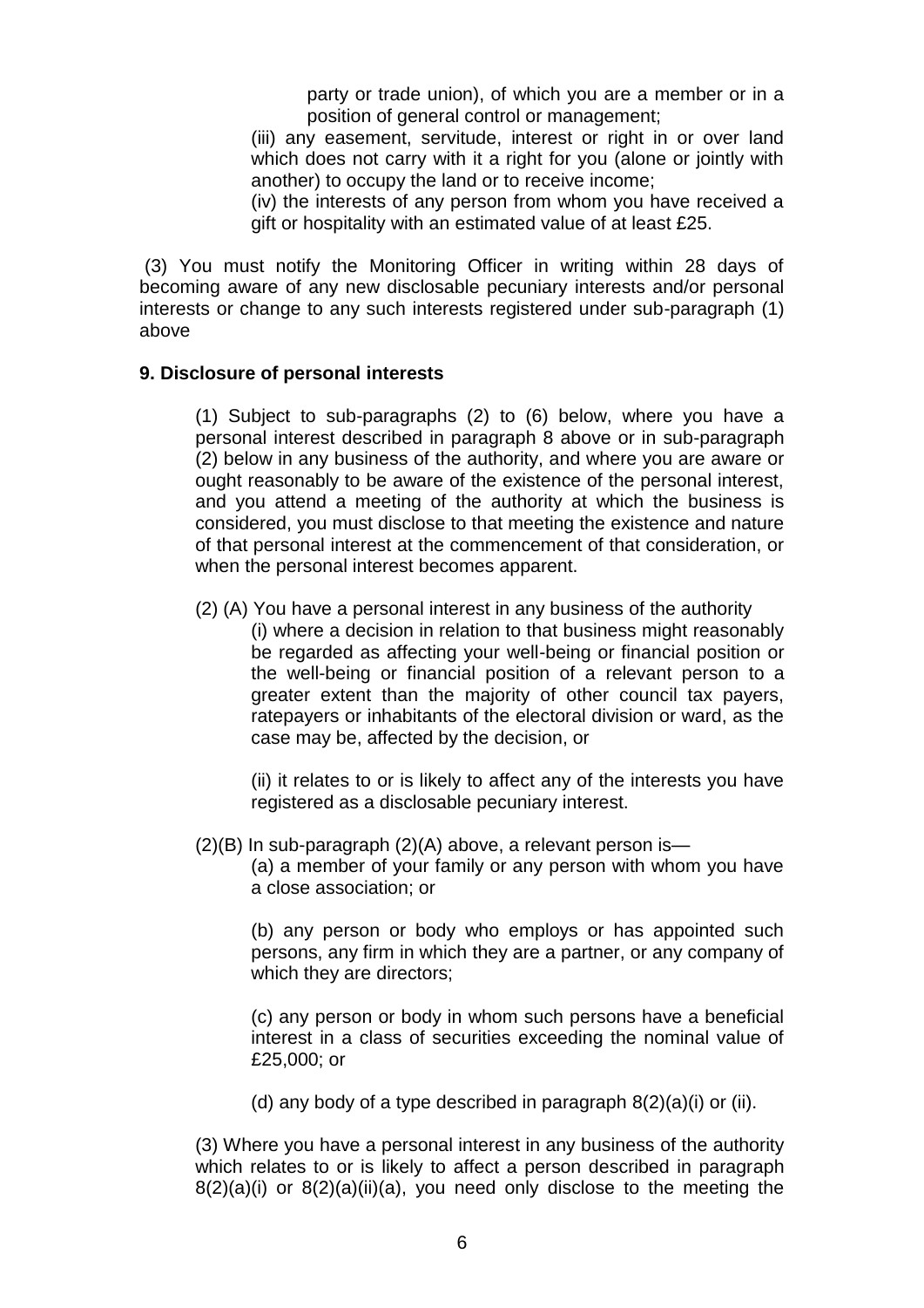party or trade union), of which you are a member or in a position of general control or management;

(iii) any easement, servitude, interest or right in or over land which does not carry with it a right for you (alone or jointly with another) to occupy the land or to receive income;

(iv) the interests of any person from whom you have received a gift or hospitality with an estimated value of at least £25.

(3) You must notify the Monitoring Officer in writing within 28 days of becoming aware of any new disclosable pecuniary interests and/or personal interests or change to any such interests registered under sub-paragraph (1) above

**9. Disclosure of personal interests**

(1) Subject to sub-paragraphs (2) to (6) below, where you have a personal interest described in paragraph 8 above or in sub-paragraph (2) below in any business of the authority, and where you are aware or ought reasonably to be aware of the existence of the personal interest, and you attend a meeting of the authority at which the business is considered, you must disclose to that meeting the existence and nature of that personal interest at the commencement of that consideration, or when the personal interest becomes apparent.

(2) (A) You have a personal interest in any business of the authority

(i) where a decision in relation to that business might reasonably be regarded as affecting your well-being or financial position or the well-being or financial position of a relevant person to a greater extent than the majority of other council tax payers, ratepayers or inhabitants of the electoral division or ward, as the case may be, affected by the decision, or

(ii) it relates to or is likely to affect any of the interests you have registered as a disclosable pecuniary interest.

(2)(B) In sub-paragraph (2)(A) above, a relevant person is—

(a) a member of your family or any person with whom you have a close association; or

(b) any person or body who employs or has appointed such persons, any firm in which they are a partner, or any company of which they are directors;

(c) any person or body in whom such persons have a beneficial interest in a class of securities exceeding the nominal value of £25,000; or

(d) any body of a type described in paragraph 8(2)(a)(i) or (ii).

(3) Where you have a personal interest in any business of the authority which relates to or is likely to affect a person described in paragraph 8(2)(a)(i) or 8(2)(a)(ii)(a), you need only disclose to the meeting the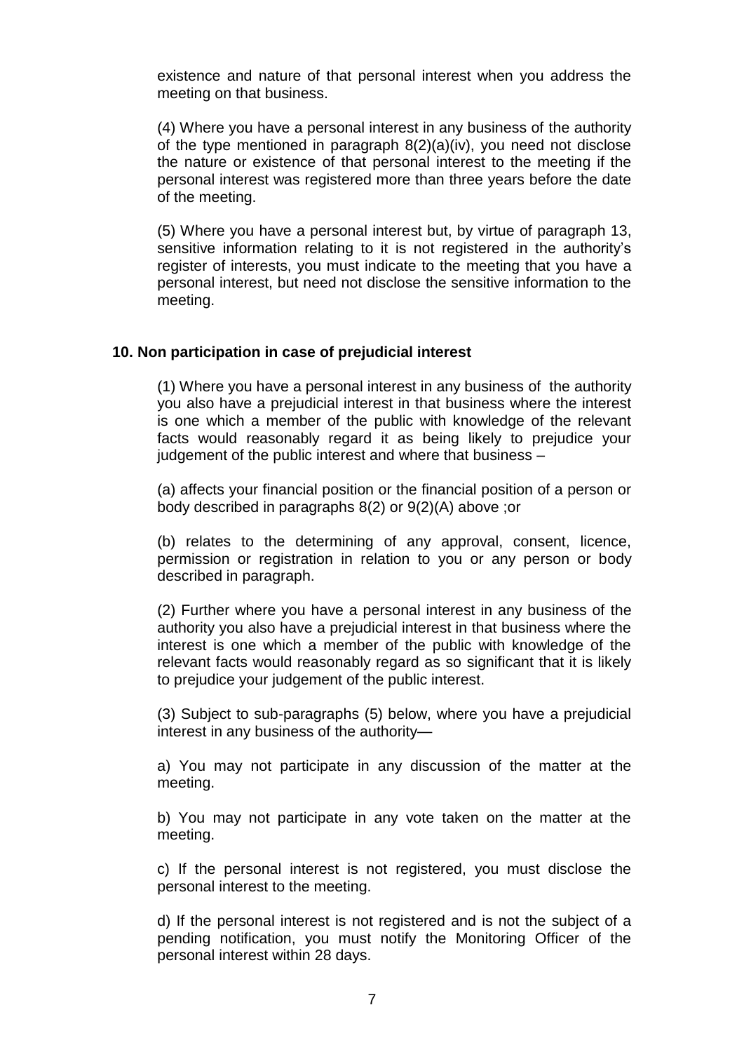existence and nature of that personal interest when you address the meeting on that business.

(4) Where you have a personal interest in any business of the authority of the type mentioned in paragraph 8(2)(a)(iv), you need not disclose the nature or existence of that personal interest to the meeting if the personal interest was registered more than three years before the date of the meeting.

(5) Where you have a personal interest but, by virtue of paragraph 13, sensitive information relating to it is not registered in the authority's register of interests, you must indicate to the meeting that you have a personal interest, but need not disclose the sensitive information to the meeting.

### 10. Non participation in case of prejudicial interest

(1) Where you have a personal interest in any business of the authority you also have a prejudicial interest in that business where the interest is one which a member of the public with knowledge of the relevant facts would reasonably regard it as being likely to prejudice your judgement of the public interest and where that business –

(a) affects your financial position or the financial position of a person or body described in paragraphs 8(2) or 9(2)(A) above ;or

(b) relates to the determining of any approval, consent, licence, permission or registration in relation to you or any person or body described in paragraph.

(2) Further where you have a personal interest in any business of the authority you also have a prejudicial interest in that business where the interest is one which a member of the public with knowledge of the relevant facts would reasonably regard as so significant that it is likely to prejudice your judgement of the public interest.

(3) Subject to sub-paragraphs (5) below, where you have a prejudicial interest in any business of the authority—

a) You may not participate in any discussion of the matter at the meeting.

b) You may not participate in any vote taken on the matter at the meeting.

c) If the personal interest is not registered, you must disclose the personal interest to the meeting.

d) If the personal interest is not registered and is not the subject of a pending notification, you must notify the Monitoring Officer of the personal interest within 28 days.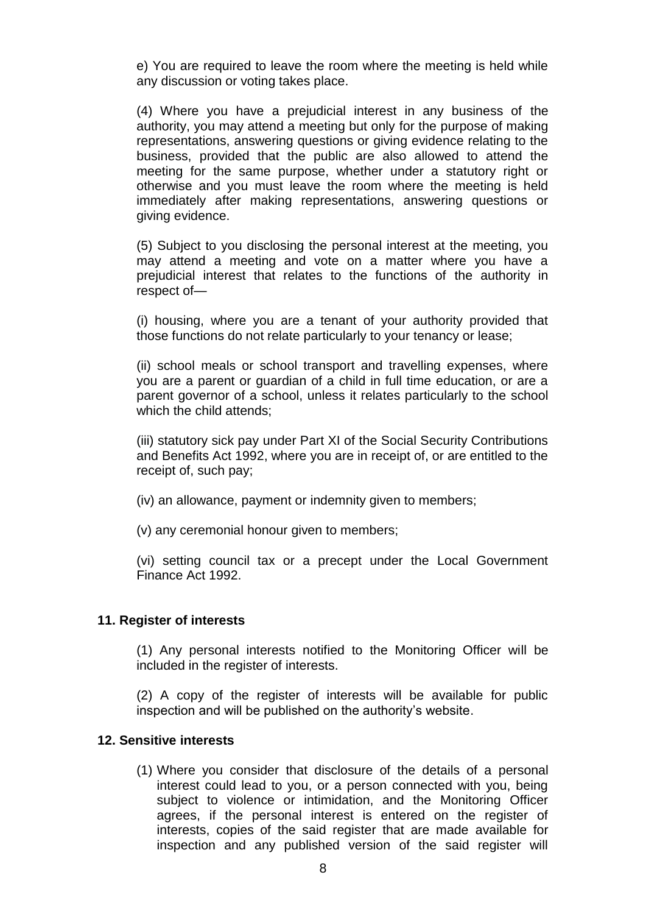e) You are required to leave the room where the meeting is held while any discussion or voting takes place.

(4) Where you have a prejudicial interest in any business of the authority, you may attend a meeting but only for the purpose of making representations, answering questions or giving evidence relating to the business, provided that the public are also allowed to attend the meeting for the same purpose, whether under a statutory right or otherwise and you must leave the room where the meeting is held immediately after making representations, answering questions or giving evidence.

(5) Subject to you disclosing the personal interest at the meeting, you may attend a meeting and vote on a matter where you have a prejudicial interest that relates to the functions of the authority in respect of—

(i) housing, where you are a tenant of your authority provided that those functions do not relate particularly to your tenancy or lease;

(ii) school meals or school transport and travelling expenses, where you are a parent or guardian of a child in full time education, or are a parent governor of a school, unless it relates particularly to the school which the child attends;

(iii) statutory sick pay under Part XI of the Social Security Contributions and Benefits Act 1992, where you are in receipt of, or are entitled to the receipt of, such pay;

(iv) an allowance, payment or indemnity given to members;

(v) any ceremonial honour given to members;

(vi) setting council tax or a precept under the Local Government Finance Act 1992.

### 11. Register of interests

(1) Any personal interests notified to the Monitoring Officer will be included in the register of interests.

(2) A copy of the register of interests will be available for public inspection and will be published on the authority's website.

### 12. Sensitive interests

(1) Where you consider that disclosure of the details of a personal interest could lead to you, or a person connected with you, being subject to violence or intimidation, and the Monitoring Officer agrees, if the personal interest is entered on the register of interests, copies of the said register that are made available for inspection and any published version of the said register will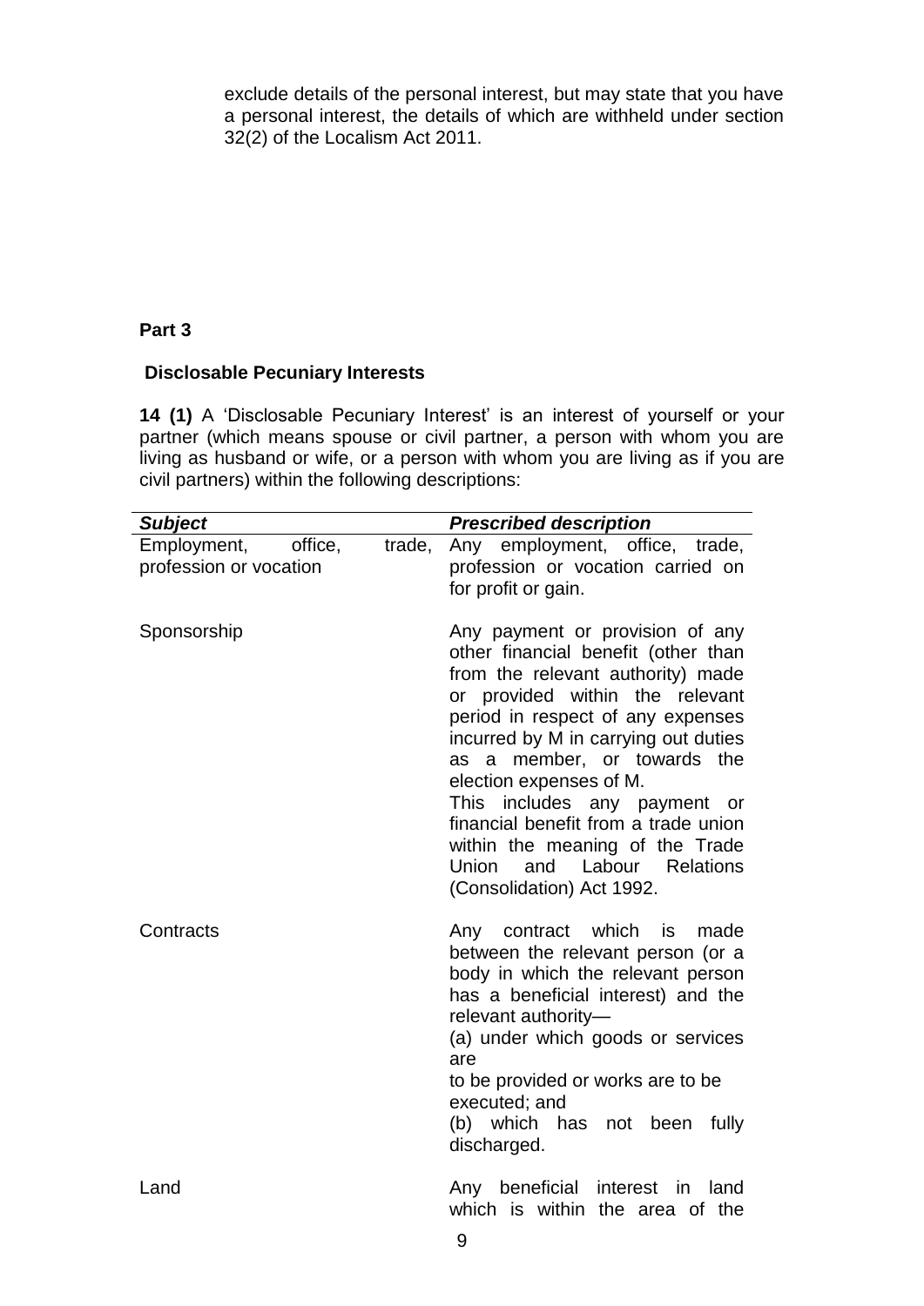exclude details of the personal interest, but may state that you have a personal interest, the details of which are withheld under section 32(2) of the Localism Act 2011.

**Part 3**

**Disclosable Pecuniary Interests**

**14 (1)** A 'Disclosable Pecuniary Interest' is an interest of yourself or your partner (which means spouse or civil partner, a person with whom you are living as husband or wife, or a person with whom you are living as if you are civil partners) within the following descriptions:

| ***Subject*** | ***Prescribed description*** |
|---|---|
| Employment, office, trade, profession or vocation | Any employment, office, trade, profession or vocation carried on for profit or gain. |
| Sponsorship | Any payment or provision of any other financial benefit (other than from the relevant authority) made or provided within the relevant period in respect of any expenses incurred by M in carrying out duties as a member, or towards the election expenses of M. This includes any payment or financial benefit from a trade union within the meaning of the Trade Union and Labour Relations (Consolidation) Act 1992. |
| Contracts | Any contract which is made between the relevant person (or a body in which the relevant person has a beneficial interest) and the relevant authority— (a) under which goods or services are to be provided or works are to be executed; and (b) which has not been fully discharged. |
| Land | Any beneficial interest in land which is within the area of the |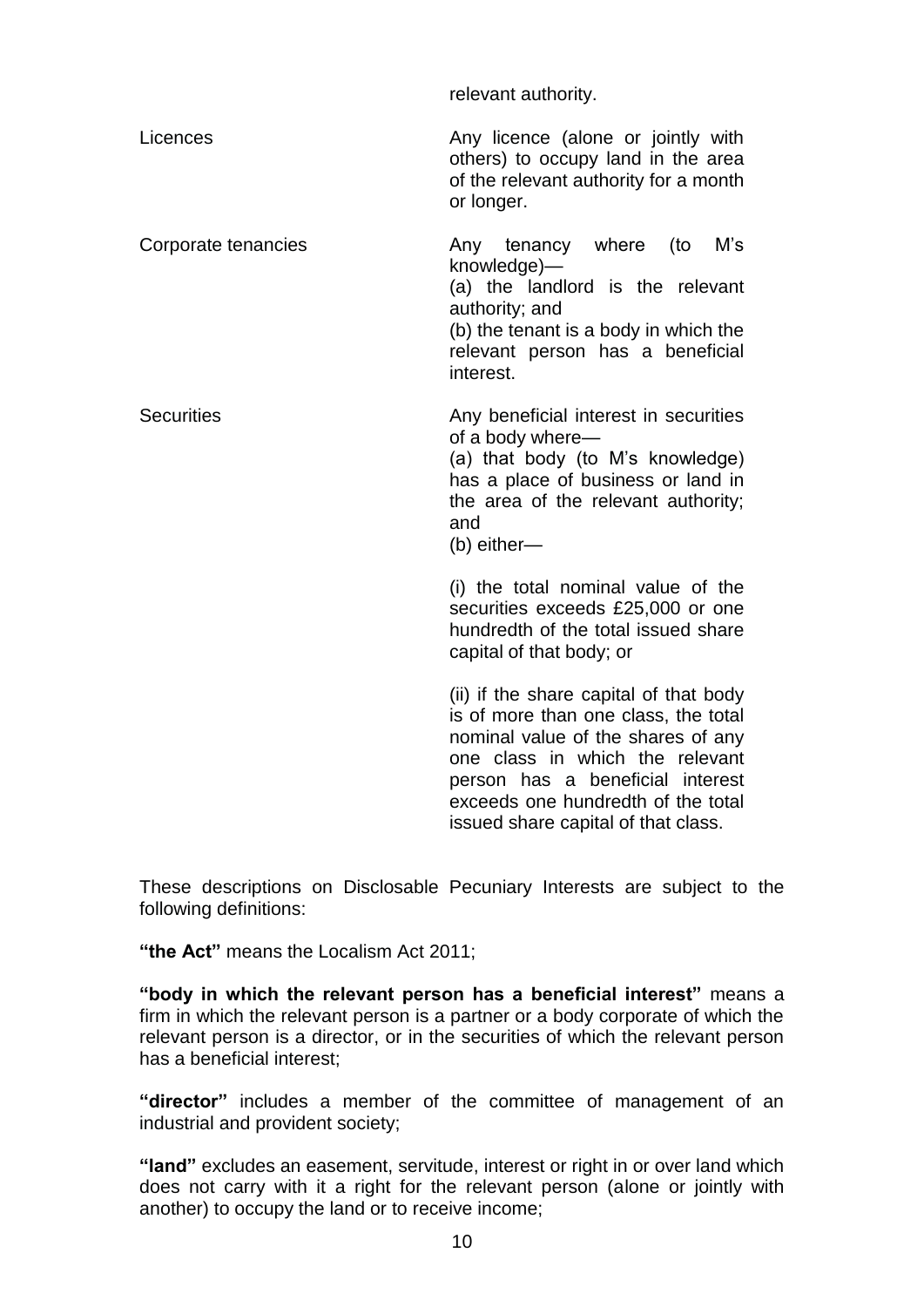| | |
|---|---|
| | relevant authority. |
| Licences | Any licence (alone or jointly with others) to occupy land in the area of the relevant authority for a month or longer. |
| Corporate tenancies | Any tenancy where (to M's knowledge)—<br>(a) the landlord is the relevant authority; and<br>(b) the tenant is a body in which the relevant person has a beneficial interest. |
| Securities | Any beneficial interest in securities of a body where—<br>(a) that body (to M's knowledge) has a place of business or land in the area of the relevant authority; and<br>(b) either—<br><br>(i) the total nominal value of the securities exceeds £25,000 or one hundredth of the total issued share capital of that body; or<br><br>(ii) if the share capital of that body is of more than one class, the total nominal value of the shares of any one class in which the relevant person has a beneficial interest exceeds one hundredth of the total issued share capital of that class. |

These descriptions on Disclosable Pecuniary Interests are subject to the following definitions:

**"the Act"** means the Localism Act 2011;

**"body in which the relevant person has a beneficial interest"** means a firm in which the relevant person is a partner or a body corporate of which the relevant person is a director, or in the securities of which the relevant person has a beneficial interest;

**"director"** includes a member of the committee of management of an industrial and provident society;

**"land"** excludes an easement, servitude, interest or right in or over land which does not carry with it a right for the relevant person (alone or jointly with another) to occupy the land or to receive income;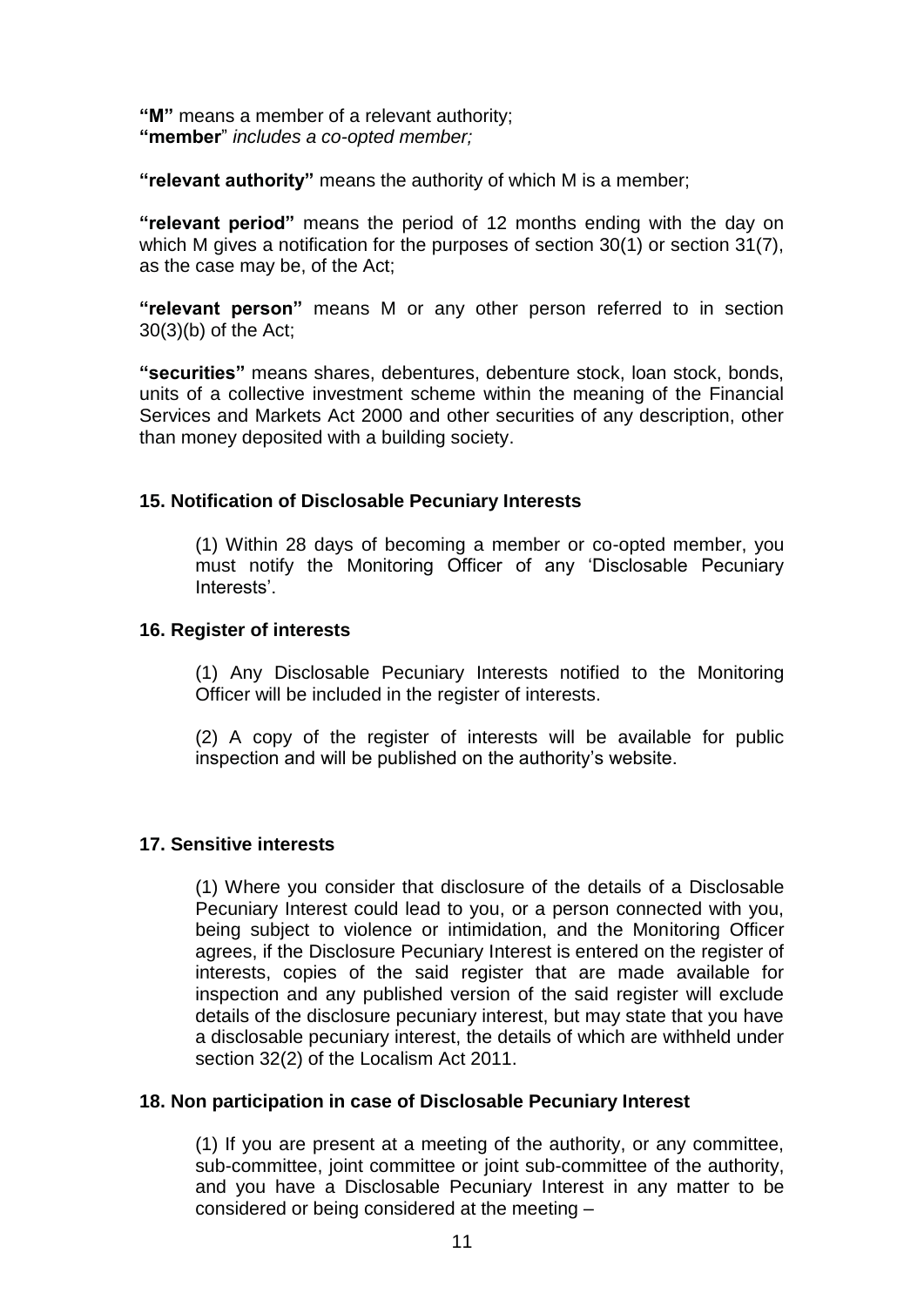**"M"** means a member of a relevant authority;
**"member**" *includes a co-opted member;*

**"relevant authority"** means the authority of which M is a member;

**"relevant period"** means the period of 12 months ending with the day on which M gives a notification for the purposes of section 30(1) or section 31(7), as the case may be, of the Act;

**"relevant person"** means M or any other person referred to in section 30(3)(b) of the Act;

**"securities"** means shares, debentures, debenture stock, loan stock, bonds, units of a collective investment scheme within the meaning of the Financial Services and Markets Act 2000 and other securities of any description, other than money deposited with a building society.

**15. Notification of Disclosable Pecuniary Interests**

(1) Within 28 days of becoming a member or co-opted member, you must notify the Monitoring Officer of any 'Disclosable Pecuniary Interests'.

**16. Register of interests**

(1) Any Disclosable Pecuniary Interests notified to the Monitoring Officer will be included in the register of interests.

(2) A copy of the register of interests will be available for public inspection and will be published on the authority's website.

**17. Sensitive interests**

(1) Where you consider that disclosure of the details of a Disclosable Pecuniary Interest could lead to you, or a person connected with you, being subject to violence or intimidation, and the Monitoring Officer agrees, if the Disclosure Pecuniary Interest is entered on the register of interests, copies of the said register that are made available for inspection and any published version of the said register will exclude details of the disclosure pecuniary interest, but may state that you have a disclosable pecuniary interest, the details of which are withheld under section 32(2) of the Localism Act 2011.

**18. Non participation in case of Disclosable Pecuniary Interest**

(1) If you are present at a meeting of the authority, or any committee, sub-committee, joint committee or joint sub-committee of the authority, and you have a Disclosable Pecuniary Interest in any matter to be considered or being considered at the meeting –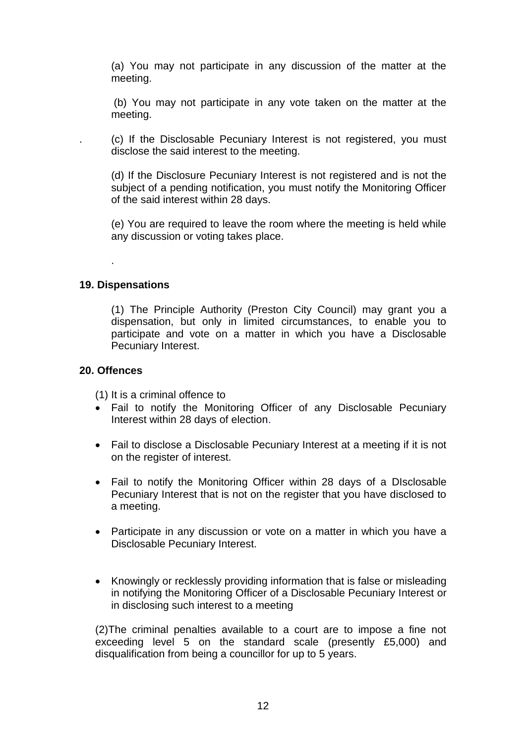(a) You may not participate in any discussion of the matter at the meeting.

(b) You may not participate in any vote taken on the matter at the meeting.

(c) If the Disclosable Pecuniary Interest is not registered, you must disclose the said interest to the meeting.

(d) If the Disclosure Pecuniary Interest is not registered and is not the subject of a pending notification, you must notify the Monitoring Officer of the said interest within 28 days.

(e) You are required to leave the room where the meeting is held while any discussion or voting takes place.

## 19. Dispensations

(1) The Principle Authority (Preston City Council) may grant you a dispensation, but only in limited circumstances, to enable you to participate and vote on a matter in which you have a Disclosable Pecuniary Interest.

## 20. Offences

(1) It is a criminal offence to

- Fail to notify the Monitoring Officer of any Disclosable Pecuniary Interest within 28 days of election.
- Fail to disclose a Disclosable Pecuniary Interest at a meeting if it is not on the register of interest.
- Fail to notify the Monitoring Officer within 28 days of a DIsclosable Pecuniary Interest that is not on the register that you have disclosed to a meeting.
- Participate in any discussion or vote on a matter in which you have a Disclosable Pecuniary Interest.
- Knowingly or recklessly providing information that is false or misleading in notifying the Monitoring Officer of a Disclosable Pecuniary Interest or in disclosing such interest to a meeting

(2)The criminal penalties available to a court are to impose a fine not exceeding level 5 on the standard scale (presently £5,000) and disqualification from being a councillor for up to 5 years.